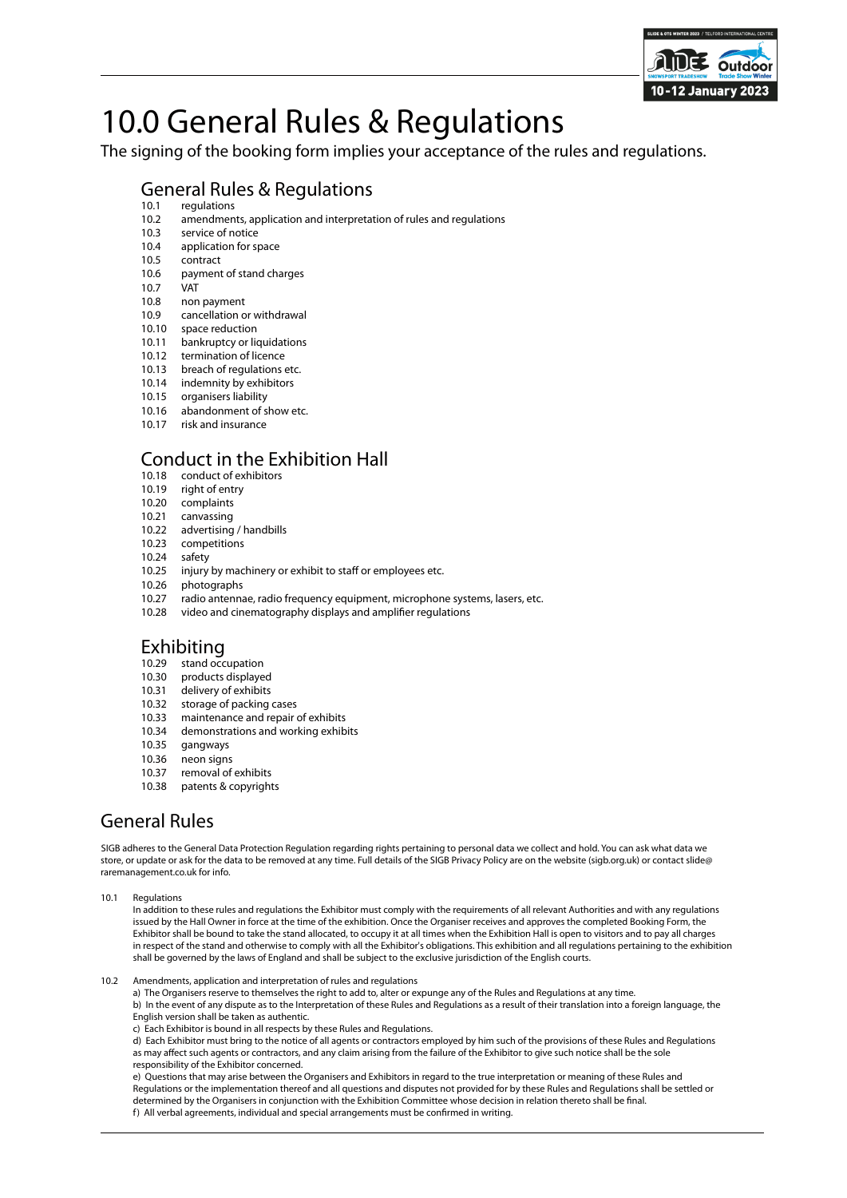# 10.0 General Rules & Regulations

The signing of the booking form implies your acceptance of the rules and regulations.

## General Rules & Regulations

10.1 regulations
10.2 amendments, application and interpretation of rules and regulations
10.3 service of notice
10.4 application for space
10.5 contract
10.6 payment of stand charges
10.7 VAT
10.8 non payment
10.9 cancellation or withdrawal
10.10 space reduction
10.11 bankruptcy or liquidations
10.12 termination of licence
10.13 breach of regulations etc.
10.14 indemnity by exhibitors
10.15 organisers liability
10.16 abandonment of show etc.
10.17 risk and insurance

## Conduct in the Exhibition Hall

10.18 conduct of exhibitors
10.19 right of entry
10.20 complaints
10.21 canvassing
10.22 advertising / handbills
10.23 competitions
10.24 safety
10.25 injury by machinery or exhibit to staff or employees etc.
10.26 photographs
10.27 radio antennae, radio frequency equipment, microphone systems, lasers, etc.
10.28 video and cinematography displays and amplifier regulations

## Exhibiting

10.29 stand occupation
10.30 products displayed
10.31 delivery of exhibits
10.32 storage of packing cases
10.33 maintenance and repair of exhibits
10.34 demonstrations and working exhibits
10.35 gangways
10.36 neon signs
10.37 removal of exhibits
10.38 patents & copyrights

## General Rules

SIGB adheres to the General Data Protection Regulation regarding rights pertaining to personal data we collect and hold. You can ask what data we store, or update or ask for the data to be removed at any time. Full details of the SIGB Privacy Policy are on the website (sigb.org.uk) or contact slide@raremanagement.co.uk for info.

10.1 Regulations

In addition to these rules and regulations the Exhibitor must comply with the requirements of all relevant Authorities and with any regulations issued by the Hall Owner in force at the time of the exhibition. Once the Organiser receives and approves the completed Booking Form, the Exhibitor shall be bound to take the stand allocated, to occupy it at all times when the Exhibition Hall is open to visitors and to pay all charges in respect of the stand and otherwise to comply with all the Exhibitor's obligations. This exhibition and all regulations pertaining to the exhibition shall be governed by the laws of England and shall be subject to the exclusive jurisdiction of the English courts.

10.2 Amendments, application and interpretation of rules and regulations

a) The Organisers reserve to themselves the right to add to, alter or expunge any of the Rules and Regulations at any time.
b) In the event of any dispute as to the Interpretation of these Rules and Regulations as a result of their translation into a foreign language, the English version shall be taken as authentic.
c) Each Exhibitor is bound in all respects by these Rules and Regulations.
d) Each Exhibitor must bring to the notice of all agents or contractors employed by him such of the provisions of these Rules and Regulations as may affect such agents or contractors, and any claim arising from the failure of the Exhibitor to give such notice shall be the sole responsibility of the Exhibitor concerned.
e) Questions that may arise between the Organisers and Exhibitors in regard to the true interpretation or meaning of these Rules and Regulations or the implementation thereof and all questions and disputes not provided for by these Rules and Regulations shall be settled or determined by the Organisers in conjunction with the Exhibition Committee whose decision in relation thereto shall be final.
f) All verbal agreements, individual and special arrangements must be confirmed in writing.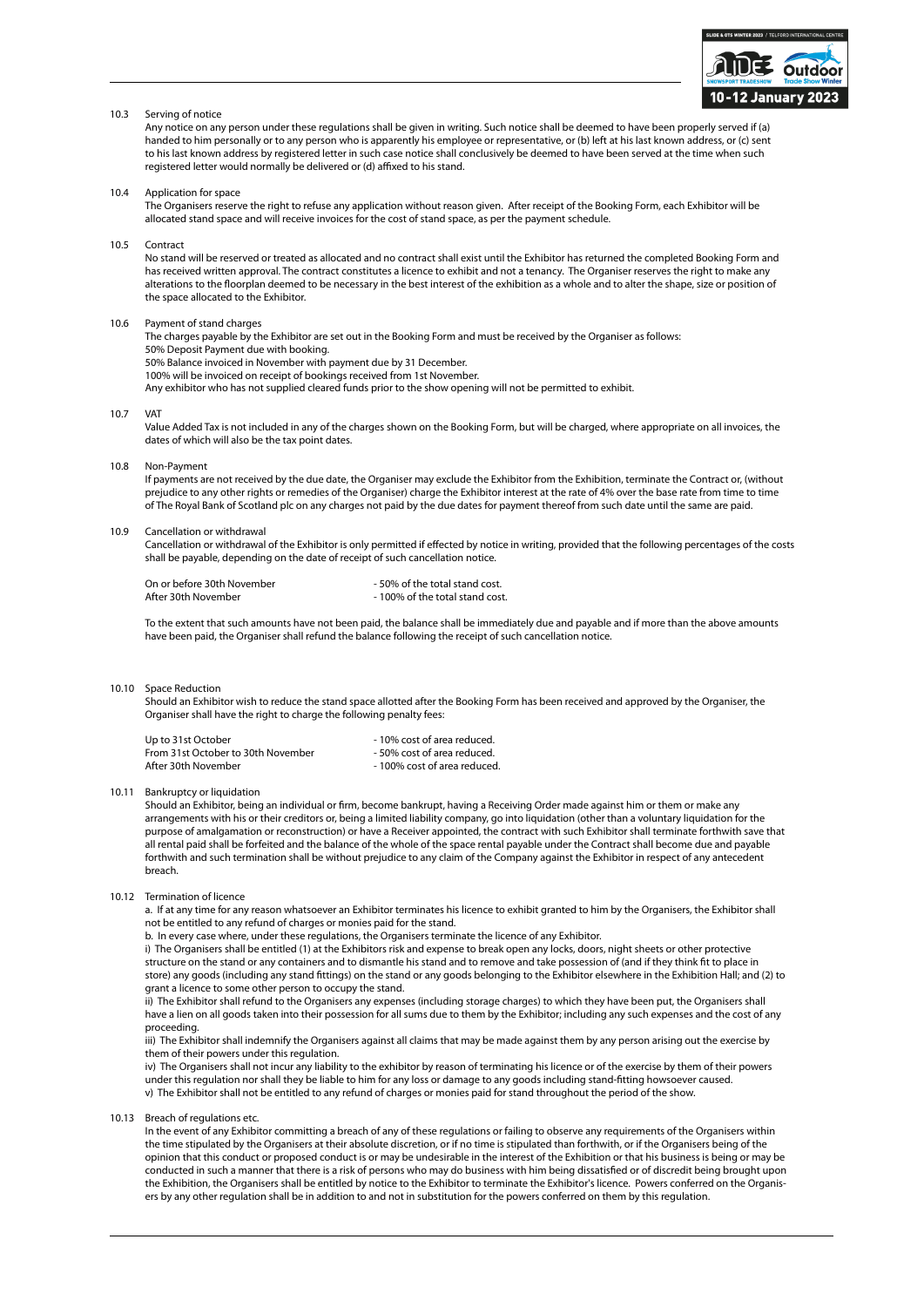### 10.3 Serving of notice

Any notice on any person under these regulations shall be given in writing. Such notice shall be deemed to have been properly served if (a) handed to him personally or to any person who is apparently his employee or representative, or (b) left at his last known address, or (c) sent to his last known address by registered letter in such case notice shall conclusively be deemed to have been served at the time when such registered letter would normally be delivered or (d) affixed to his stand.

### 10.4 Application for space

The Organisers reserve the right to refuse any application without reason given. After receipt of the Booking Form, each Exhibitor will be allocated stand space and will receive invoices for the cost of stand space, as per the payment schedule.

### 10.5 Contract

No stand will be reserved or treated as allocated and no contract shall exist until the Exhibitor has returned the completed Booking Form and has received written approval. The contract constitutes a licence to exhibit and not a tenancy. The Organiser reserves the right to make any alterations to the floorplan deemed to be necessary in the best interest of the exhibition as a whole and to alter the shape, size or position of the space allocated to the Exhibitor.

### 10.6 Payment of stand charges

The charges payable by the Exhibitor are set out in the Booking Form and must be received by the Organiser as follows:
50% Deposit Payment due with booking.
50% Balance invoiced in November with payment due by 31 December.
100% will be invoiced on receipt of bookings received from 1st November.
Any exhibitor who has not supplied cleared funds prior to the show opening will not be permitted to exhibit.

### 10.7 VAT

Value Added Tax is not included in any of the charges shown on the Booking Form, but will be charged, where appropriate on all invoices, the dates of which will also be the tax point dates.

### 10.8 Non-Payment

If payments are not received by the due date, the Organiser may exclude the Exhibitor from the Exhibition, terminate the Contract or, (without prejudice to any other rights or remedies of the Organiser) charge the Exhibitor interest at the rate of 4% over the base rate from time to time of The Royal Bank of Scotland plc on any charges not paid by the due dates for payment thereof from such date until the same are paid.

### 10.9 Cancellation or withdrawal

Cancellation or withdrawal of the Exhibitor is only permitted if effected by notice in writing, provided that the following percentages of the costs shall be payable, depending on the date of receipt of such cancellation notice.

| | |
|---|---|
| On or before 30th November | - 50% of the total stand cost. |
| After 30th November | - 100% of the total stand cost. |

To the extent that such amounts have not been paid, the balance shall be immediately due and payable and if more than the above amounts have been paid, the Organiser shall refund the balance following the receipt of such cancellation notice.

### 10.10 Space Reduction

Should an Exhibitor wish to reduce the stand space allotted after the Booking Form has been received and approved by the Organiser, the Organiser shall have the right to charge the following penalty fees:

| | |
|---|---|
| Up to 31st October | - 10% cost of area reduced. |
| From 31st October to 30th November | - 50% cost of area reduced. |
| After 30th November | - 100% cost of area reduced. |

### 10.11 Bankruptcy or liquidation

Should an Exhibitor, being an individual or firm, become bankrupt, having a Receiving Order made against him or them or make any arrangements with his or their creditors or, being a limited liability company, go into liquidation (other than a voluntary liquidation for the purpose of amalgamation or reconstruction) or have a Receiver appointed, the contract with such Exhibitor shall terminate forthwith save that all rental paid shall be forfeited and the balance of the whole of the space rental payable under the Contract shall become due and payable forthwith and such termination shall be without prejudice to any claim of the Company against the Exhibitor in respect of any antecedent breach.

### 10.12 Termination of licence

a. If at any time for any reason whatsoever an Exhibitor terminates his licence to exhibit granted to him by the Organisers, the Exhibitor shall not be entitled to any refund of charges or monies paid for the stand.

b. In every case where, under these regulations, the Organisers terminate the licence of any Exhibitor.

i) The Organisers shall be entitled (1) at the Exhibitors risk and expense to break open any locks, doors, night sheets or other protective structure on the stand or any containers and to dismantle his stand and to remove and take possession of (and if they think fit to place in store) any goods (including any stand fittings) on the stand or any goods belonging to the Exhibitor elsewhere in the Exhibition Hall; and (2) to grant a licence to some other person to occupy the stand.

ii) The Exhibitor shall refund to the Organisers any expenses (including storage charges) to which they have been put, the Organisers shall have a lien on all goods taken into their possession for all sums due to them by the Exhibitor; including any such expenses and the cost of any proceeding.

iii) The Exhibitor shall indemnify the Organisers against all claims that may be made against them by any person arising out the exercise by them of their powers under this regulation.

iv) The Organisers shall not incur any liability to the exhibitor by reason of terminating his licence or of the exercise by them of their powers under this regulation nor shall they be liable to him for any loss or damage to any goods including stand-fitting howsoever caused.

v) The Exhibitor shall not be entitled to any refund of charges or monies paid for stand throughout the period of the show.

### 10.13 Breach of regulations etc.

In the event of any Exhibitor committing a breach of any of these regulations or failing to observe any requirements of the Organisers within the time stipulated by the Organisers at their absolute discretion, or if no time is stipulated than forthwith, or if the Organisers being of the opinion that this conduct or proposed conduct is or may be undesirable in the interest of the Exhibition or that his business is being or may be conducted in such a manner that there is a risk of persons who may do business with him being dissatisfied or of discredit being brought upon the Exhibition, the Organisers shall be entitled by notice to the Exhibitor to terminate the Exhibitor's licence. Powers conferred on the Organisers by any other regulation shall be in addition to and not in substitution for the powers conferred on them by this regulation.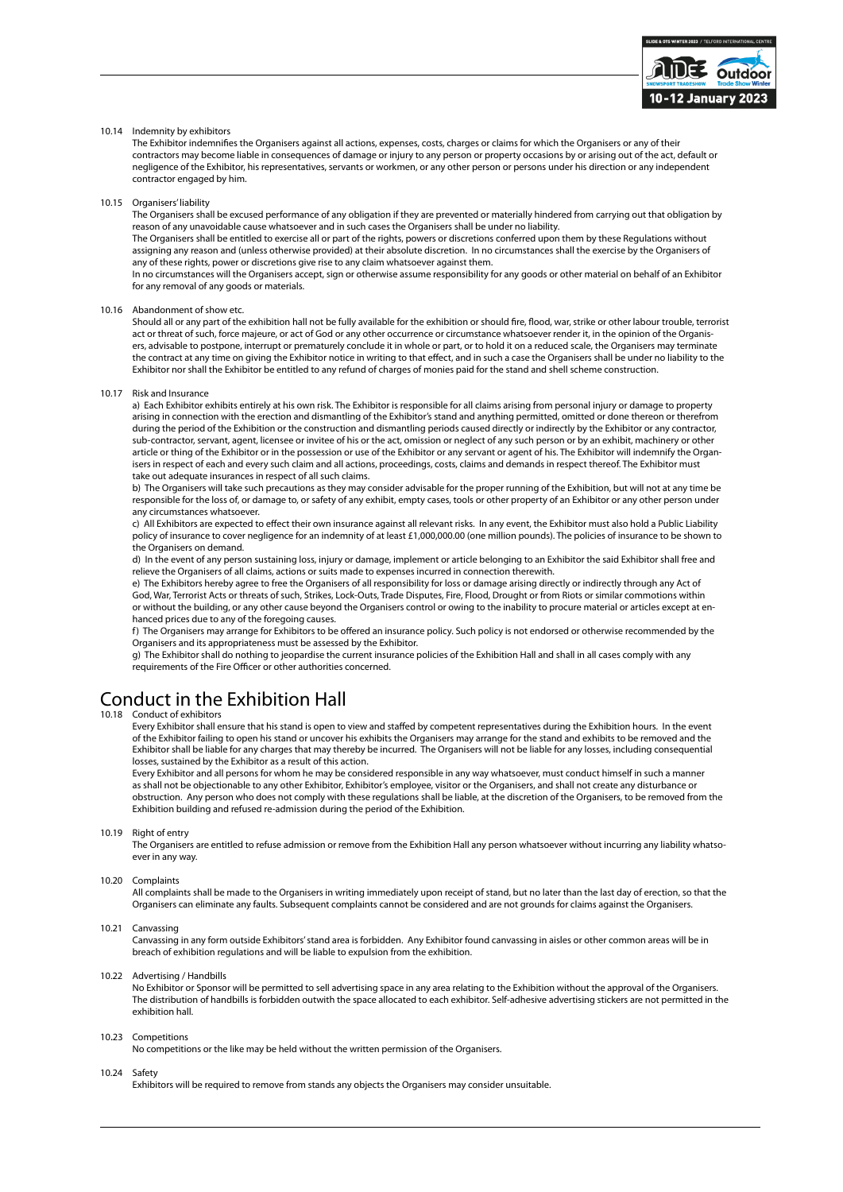10.14 Indemnity by exhibitors

The Exhibitor indemnifies the Organisers against all actions, expenses, costs, charges or claims for which the Organisers or any of their contractors may become liable in consequences of damage or injury to any person or property occasions by or arising out of the act, default or negligence of the Exhibitor, his representatives, servants or workmen, or any other person or persons under his direction or any independent contractor engaged by him.

10.15 Organisers' liability

The Organisers shall be excused performance of any obligation if they are prevented or materially hindered from carrying out that obligation by reason of any unavoidable cause whatsoever and in such cases the Organisers shall be under no liability.

The Organisers shall be entitled to exercise all or part of the rights, powers or discretions conferred upon them by these Regulations without assigning any reason and (unless otherwise provided) at their absolute discretion. In no circumstances shall the exercise by the Organisers of any of these rights, power or discretions give rise to any claim whatsoever against them.

In no circumstances will the Organisers accept, sign or otherwise assume responsibility for any goods or other material on behalf of an Exhibitor for any removal of any goods or materials.

10.16 Abandonment of show etc.

Should all or any part of the exhibition hall not be fully available for the exhibition or should fire, flood, war, strike or other labour trouble, terrorist act or threat of such, force majeure, or act of God or any other occurrence or circumstance whatsoever render it, in the opinion of the Organisers, advisable to postpone, interrupt or prematurely conclude it in whole or part, or to hold it on a reduced scale, the Organisers may terminate the contract at any time on giving the Exhibitor notice in writing to that effect, and in such a case the Organisers shall be under no liability to the Exhibitor nor shall the Exhibitor be entitled to any refund of charges of monies paid for the stand and shell scheme construction.

10.17 Risk and Insurance

a) Each Exhibitor exhibits entirely at his own risk. The Exhibitor is responsible for all claims arising from personal injury or damage to property arising in connection with the erection and dismantling of the Exhibitor's stand and anything permitted, omitted or done thereon or therefrom during the period of the Exhibition or the construction and dismantling periods caused directly or indirectly by the Exhibitor or any contractor, sub-contractor, servant, agent, licensee or invitee of his or the act, omission or neglect of any such person or by an exhibit, machinery or other article or thing of the Exhibitor or in the possession or use of the Exhibitor or any servant or agent of his. The Exhibitor will indemnify the Organisers in respect of each and every such claim and all actions, proceedings, costs, claims and demands in respect thereof. The Exhibitor must take out adequate insurances in respect of all such claims.

b) The Organisers will take such precautions as they may consider advisable for the proper running of the Exhibition, but will not at any time be responsible for the loss of, or damage to, or safety of any exhibit, empty cases, tools or other property of an Exhibitor or any other person under any circumstances whatsoever.

c) All Exhibitors are expected to effect their own insurance against all relevant risks. In any event, the Exhibitor must also hold a Public Liability policy of insurance to cover negligence for an indemnity of at least £1,000,000.00 (one million pounds). The policies of insurance to be shown to the Organisers on demand.

d) In the event of any person sustaining loss, injury or damage, implement or article belonging to an Exhibitor the said Exhibitor shall free and relieve the Organisers of all claims, actions or suits made to expenses incurred in connection therewith.

e) The Exhibitors hereby agree to free the Organisers of all responsibility for loss or damage arising directly or indirectly through any Act of God, War, Terrorist Acts or threats of such, Strikes, Lock-Outs, Trade Disputes, Fire, Flood, Drought or from Riots or similar commotions within or without the building, or any other cause beyond the Organisers control or owing to the inability to procure material or articles except at enhanced prices due to any of the foregoing causes.

f) The Organisers may arrange for Exhibitors to be offered an insurance policy. Such policy is not endorsed or otherwise recommended by the Organisers and its appropriateness must be assessed by the Exhibitor.

g) The Exhibitor shall do nothing to jeopardise the current insurance policies of the Exhibition Hall and shall in all cases comply with any requirements of the Fire Officer or other authorities concerned.

# Conduct in the Exhibition Hall

10.18 Conduct of exhibitors

Every Exhibitor shall ensure that his stand is open to view and staffed by competent representatives during the Exhibition hours. In the event of the Exhibitor failing to open his stand or uncover his exhibits the Organisers may arrange for the stand and exhibits to be removed and the Exhibitor shall be liable for any charges that may thereby be incurred. The Organisers will not be liable for any losses, including consequential losses, sustained by the Exhibitor as a result of this action.

Every Exhibitor and all persons for whom he may be considered responsible in any way whatsoever, must conduct himself in such a manner as shall not be objectionable to any other Exhibitor, Exhibitor's employee, visitor or the Organisers, and shall not create any disturbance or obstruction. Any person who does not comply with these regulations shall be liable, at the discretion of the Organisers, to be removed from the Exhibition building and refused re-admission during the period of the Exhibition.

10.19 Right of entry

The Organisers are entitled to refuse admission or remove from the Exhibition Hall any person whatsoever without incurring any liability whatsoever in any way.

10.20 Complaints

All complaints shall be made to the Organisers in writing immediately upon receipt of stand, but no later than the last day of erection, so that the Organisers can eliminate any faults. Subsequent complaints cannot be considered and are not grounds for claims against the Organisers.

10.21 Canvassing

Canvassing in any form outside Exhibitors' stand area is forbidden. Any Exhibitor found canvassing in aisles or other common areas will be in breach of exhibition regulations and will be liable to expulsion from the exhibition.

10.22 Advertising / Handbills

No Exhibitor or Sponsor will be permitted to sell advertising space in any area relating to the Exhibition without the approval of the Organisers. The distribution of handbills is forbidden outwith the space allocated to each exhibitor. Self-adhesive advertising stickers are not permitted in the exhibition hall.

10.23 Competitions

No competitions or the like may be held without the written permission of the Organisers.

10.24 Safety

Exhibitors will be required to remove from stands any objects the Organisers may consider unsuitable.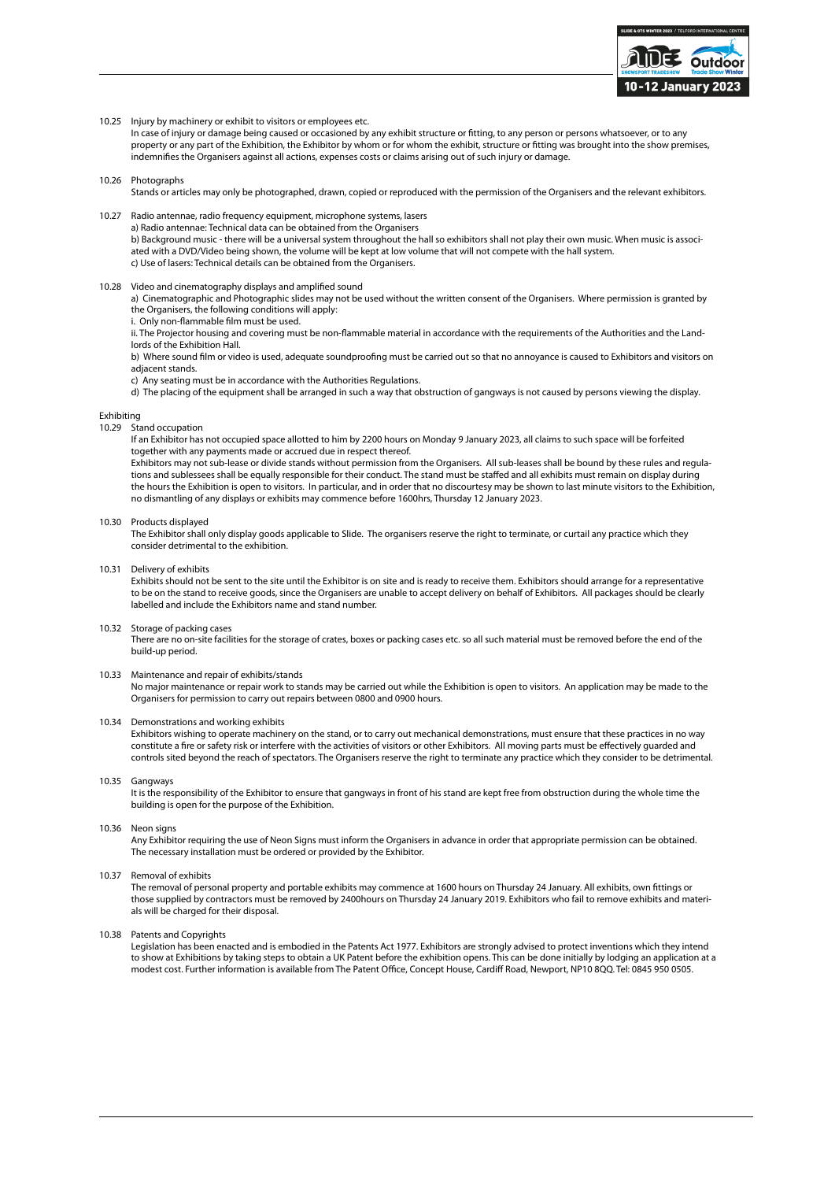10.25 Injury by machinery or exhibit to visitors or employees etc.

In case of injury or damage being caused or occasioned by any exhibit structure or fitting, to any person or persons whatsoever, or to any property or any part of the Exhibition, the Exhibitor by whom or for whom the exhibit, structure or fitting was brought into the show premises, indemnifies the Organisers against all actions, expenses costs or claims arising out of such injury or damage.

10.26 Photographs

Stands or articles may only be photographed, drawn, copied or reproduced with the permission of the Organisers and the relevant exhibitors.

10.27 Radio antennae, radio frequency equipment, microphone systems, lasers

a) Radio antennae: Technical data can be obtained from the Organisers

b) Background music - there will be a universal system throughout the hall so exhibitors shall not play their own music. When music is associated with a DVD/Video being shown, the volume will be kept at low volume that will not compete with the hall system.

c) Use of lasers: Technical details can be obtained from the Organisers.

10.28 Video and cinematography displays and amplified sound

a) Cinematographic and Photographic slides may not be used without the written consent of the Organisers. Where permission is granted by the Organisers, the following conditions will apply:

i. Only non-flammable film must be used.

ii. The Projector housing and covering must be non-flammable material in accordance with the requirements of the Authorities and the Landlords of the Exhibition Hall.

b) Where sound film or video is used, adequate soundproofing must be carried out so that no annoyance is caused to Exhibitors and visitors on adjacent stands.

c) Any seating must be in accordance with the Authorities Regulations.

d) The placing of the equipment shall be arranged in such a way that obstruction of gangways is not caused by persons viewing the display.

Exhibiting

10.29 Stand occupation

If an Exhibitor has not occupied space allotted to him by 2200 hours on Monday 9 January 2023, all claims to such space will be forfeited together with any payments made or accrued due in respect thereof.

Exhibitors may not sub-lease or divide stands without permission from the Organisers. All sub-leases shall be bound by these rules and regulations and sublessees shall be equally responsible for their conduct. The stand must be staffed and all exhibits must remain on display during the hours the Exhibition is open to visitors. In particular, and in order that no discourtesy may be shown to last minute visitors to the Exhibition, no dismantling of any displays or exhibits may commence before 1600hrs, Thursday 12 January 2023.

10.30 Products displayed

The Exhibitor shall only display goods applicable to Slide. The organisers reserve the right to terminate, or curtail any practice which they consider detrimental to the exhibition.

10.31 Delivery of exhibits

Exhibits should not be sent to the site until the Exhibitor is on site and is ready to receive them. Exhibitors should arrange for a representative to be on the stand to receive goods, since the Organisers are unable to accept delivery on behalf of Exhibitors. All packages should be clearly labelled and include the Exhibitors name and stand number.

10.32 Storage of packing cases

There are no on-site facilities for the storage of crates, boxes or packing cases etc. so all such material must be removed before the end of the build-up period.

10.33 Maintenance and repair of exhibits/stands

No major maintenance or repair work to stands may be carried out while the Exhibition is open to visitors. An application may be made to the Organisers for permission to carry out repairs between 0800 and 0900 hours.

10.34 Demonstrations and working exhibits

Exhibitors wishing to operate machinery on the stand, or to carry out mechanical demonstrations, must ensure that these practices in no way constitute a fire or safety risk or interfere with the activities of visitors or other Exhibitors. All moving parts must be effectively guarded and controls sited beyond the reach of spectators. The Organisers reserve the right to terminate any practice which they consider to be detrimental.

10.35 Gangways

It is the responsibility of the Exhibitor to ensure that gangways in front of his stand are kept free from obstruction during the whole time the building is open for the purpose of the Exhibition.

10.36 Neon signs

Any Exhibitor requiring the use of Neon Signs must inform the Organisers in advance in order that appropriate permission can be obtained. The necessary installation must be ordered or provided by the Exhibitor.

10.37 Removal of exhibits

The removal of personal property and portable exhibits may commence at 1600 hours on Thursday 24 January. All exhibits, own fittings or those supplied by contractors must be removed by 2400hours on Thursday 24 January 2019. Exhibitors who fail to remove exhibits and materials will be charged for their disposal.

10.38 Patents and Copyrights

Legislation has been enacted and is embodied in the Patents Act 1977. Exhibitors are strongly advised to protect inventions which they intend to show at Exhibitions by taking steps to obtain a UK Patent before the exhibition opens. This can be done initially by lodging an application at a modest cost. Further information is available from The Patent Office, Concept House, Cardiff Road, Newport, NP10 8QQ. Tel: 0845 950 0505.